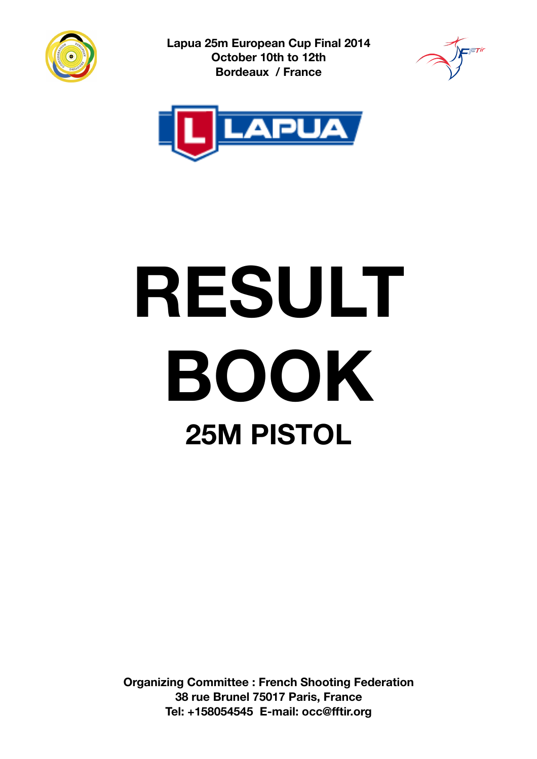**Lapua 25m European Cup Final 2014**
**October 10th to 12th**
**Bordeaux / France**

LAPUA

# RESULT BOOK

## 25M PISTOL

**Organizing Committee : French Shooting Federation**
**38 rue Brunel 75017 Paris, France**
**Tel: +158054545 E-mail: occ@fftir.org**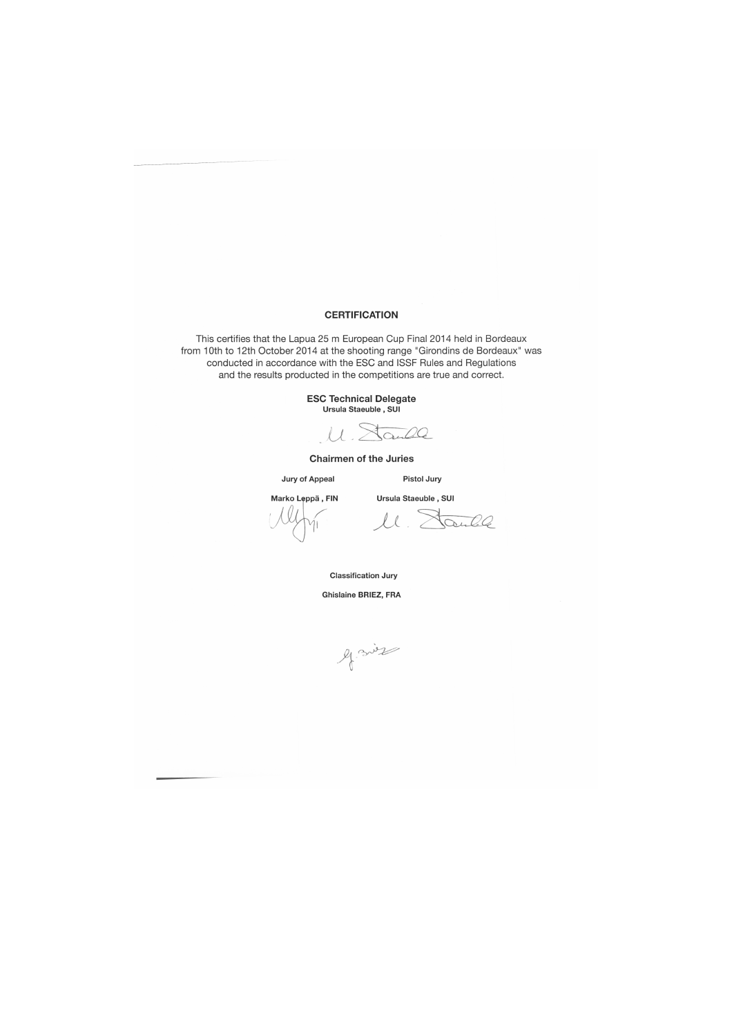# CERTIFICATION

This certifies that the Lapua 25 m European Cup Final 2014 held in Bordeaux from 10th to 12th October 2014 at the shooting range "Girondins de Bordeaux" was conducted in accordance with the ESC and ISSF Rules and Regulations and the results producted in the competitions are true and correct.

**ESC Technical Delegate**
**Ursula Staeuble , SUI**

**Chairmen of the Juries**

| Jury of Appeal | Pistol Jury |
| --- | --- |
| Marko Leppä , FIN | Ursula Staeuble , SUI |

**Classification Jury**

**Ghislaine BRIEZ, FRA**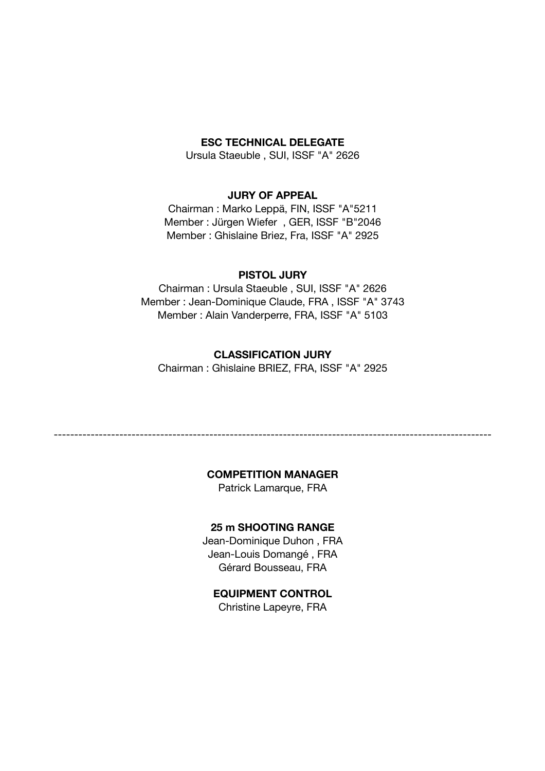**ESC TECHNICAL DELEGATE**

Ursula Staeuble , SUI, ISSF "A" 2626

**JURY OF APPEAL**

Chairman : Marko Leppä, FIN, ISSF "A"5211
Member : Jürgen Wiefer , GER, ISSF "B"2046
Member : Ghislaine Briez, Fra, ISSF "A" 2925

**PISTOL JURY**

Chairman : Ursula Staeuble , SUI, ISSF "A" 2626
Member : Jean-Dominique Claude, FRA , ISSF "A" 3743
Member : Alain Vanderperre, FRA, ISSF "A" 5103

**CLASSIFICATION JURY**

Chairman : Ghislaine BRIEZ, FRA, ISSF "A" 2925

---

**COMPETITION MANAGER**

Patrick Lamarque, FRA

**25 m SHOOTING RANGE**

Jean-Dominique Duhon , FRA
Jean-Louis Domangé , FRA
Gérard Bousseau, FRA

**EQUIPMENT CONTROL**

Christine Lapeyre, FRA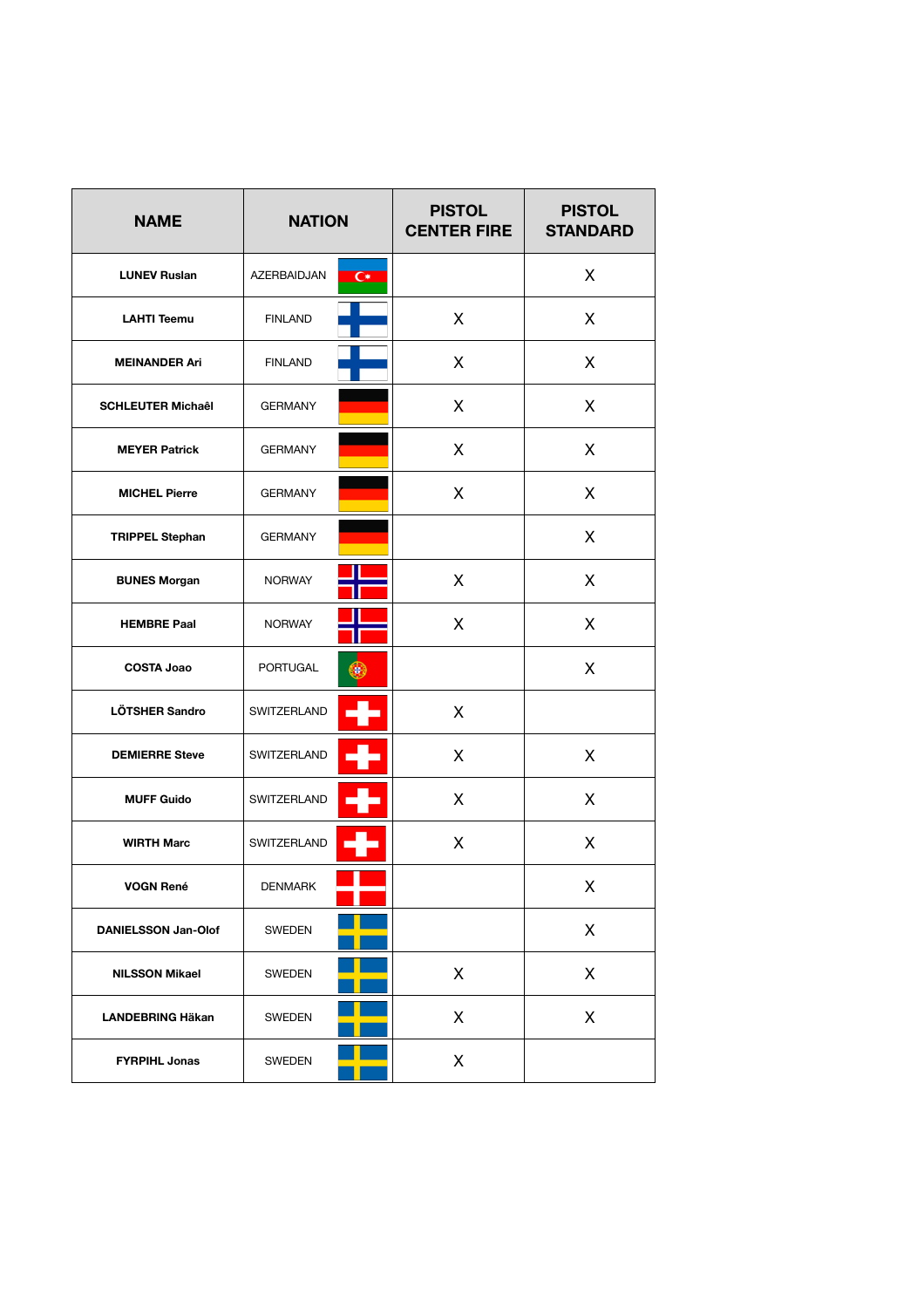| NAME | NATION | PISTOL CENTER FIRE | PISTOL STANDARD |
|---|---|---|---|
| LUNEV Ruslan | AZERBAIDJAN | | X |
| LAHTI Teemu | FINLAND | X | X |
| MEINANDER Ari | FINLAND | X | X |
| SCHLEUTER Michaêl | GERMANY | X | X |
| MEYER Patrick | GERMANY | X | X |
| MICHEL Pierre | GERMANY | X | X |
| TRIPPEL Stephan | GERMANY | | X |
| BUNES Morgan | NORWAY | X | X |
| HEMBRE Paal | NORWAY | X | X |
| COSTA Joao | PORTUGAL | | X |
| LÖTSHER Sandro | SWITZERLAND | X | |
| DEMIERRE Steve | SWITZERLAND | X | X |
| MUFF Guido | SWITZERLAND | X | X |
| WIRTH Marc | SWITZERLAND | X | X |
| VOGN René | DENMARK | | X |
| DANIELSSON Jan-Olof | SWEDEN | | X |
| NILSSON Mikael | SWEDEN | X | X |
| LANDEBRING Häkan | SWEDEN | X | X |
| FYRPIHL Jonas | SWEDEN | X | |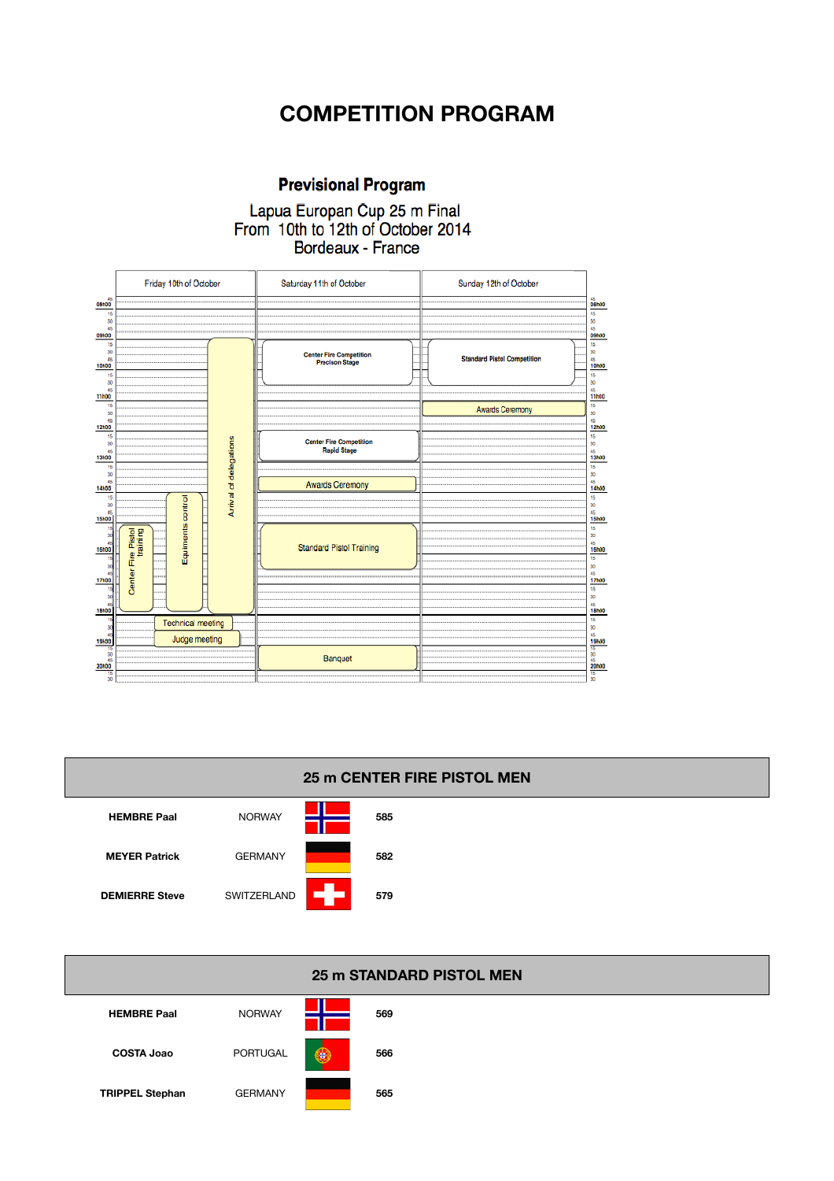# COMPETITION PROGRAM

## Previsional Program

Lapua European Cup 25 m Final
From 10th to 12th of October 2014
Bordeaux - France

| Time | Friday 10th of October | Saturday 11th of October | Sunday 12th of October |
| --- | --- | --- | --- |
| 09h30 – 10h15 | Arrival of delegations (09h30 – 18h00) | Center Fire Competition Precison Stage | Standard Pistol Competition |
| 11h15 – 11h30 | | | Awards Ceremony |
| 12h15 – 13h15 | | Center Fire Competition Rapid Stage | |
| 13h45 – 14h00 | | Awards Ceremony | |
| 14h15 – 18h00 | Equiments control | | |
| 15h15 – 16h30 | | Standard Pistol Training | |
| 15h45 – 18h00 | Center Fire Pistol training | | |
| 18h15 – 18h30 | Technical meeting | | |
| 18h45 – 19h00 | Judge meeting | | |
| 19h30 – 20h00 | | Banquet | |

## 25 m CENTER FIRE PISTOL MEN

| Name | Country | Score |
| --- | --- | --- |
| HEMBRE Paal | NORWAY | 585 |
| MEYER Patrick | GERMANY | 582 |
| DEMIERRE Steve | SWITZERLAND | 579 |

## 25 m STANDARD PISTOL MEN

| Name | Country | Score |
| --- | --- | --- |
| HEMBRE Paal | NORWAY | 569 |
| COSTA Joao | PORTUGAL | 566 |
| TRIPPEL Stephan | GERMANY | 565 |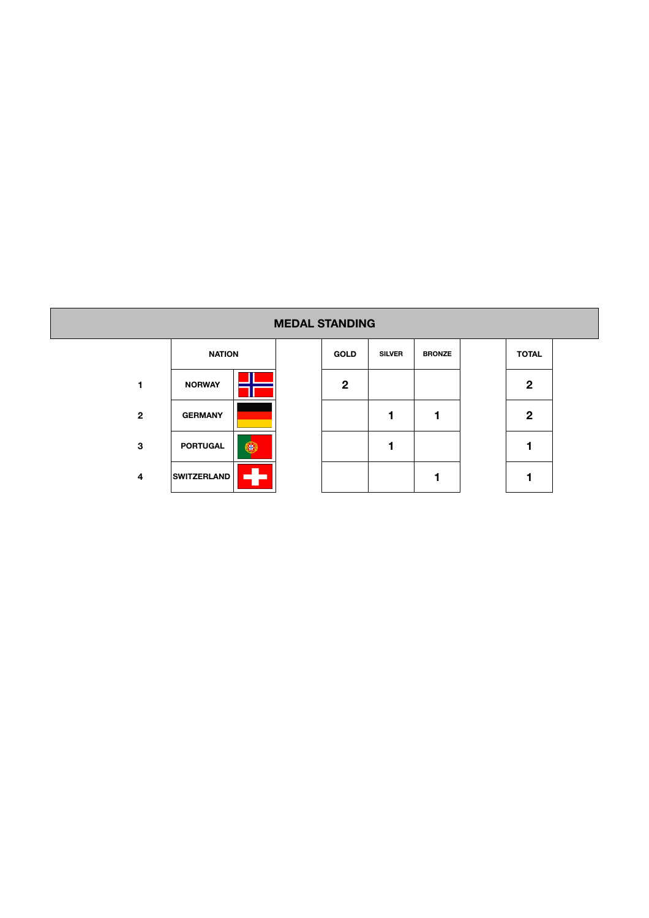## MEDAL STANDING

| | NATION | GOLD | SILVER | BRONZE | TOTAL |
|---|---|---|---|---|---|
| 1 | NORWAY | 2 | | | 2 |
| 2 | GERMANY | | 1 | 1 | 2 |
| 3 | PORTUGAL | | 1 | | 1 |
| 4 | SWITZERLAND | | | 1 | 1 |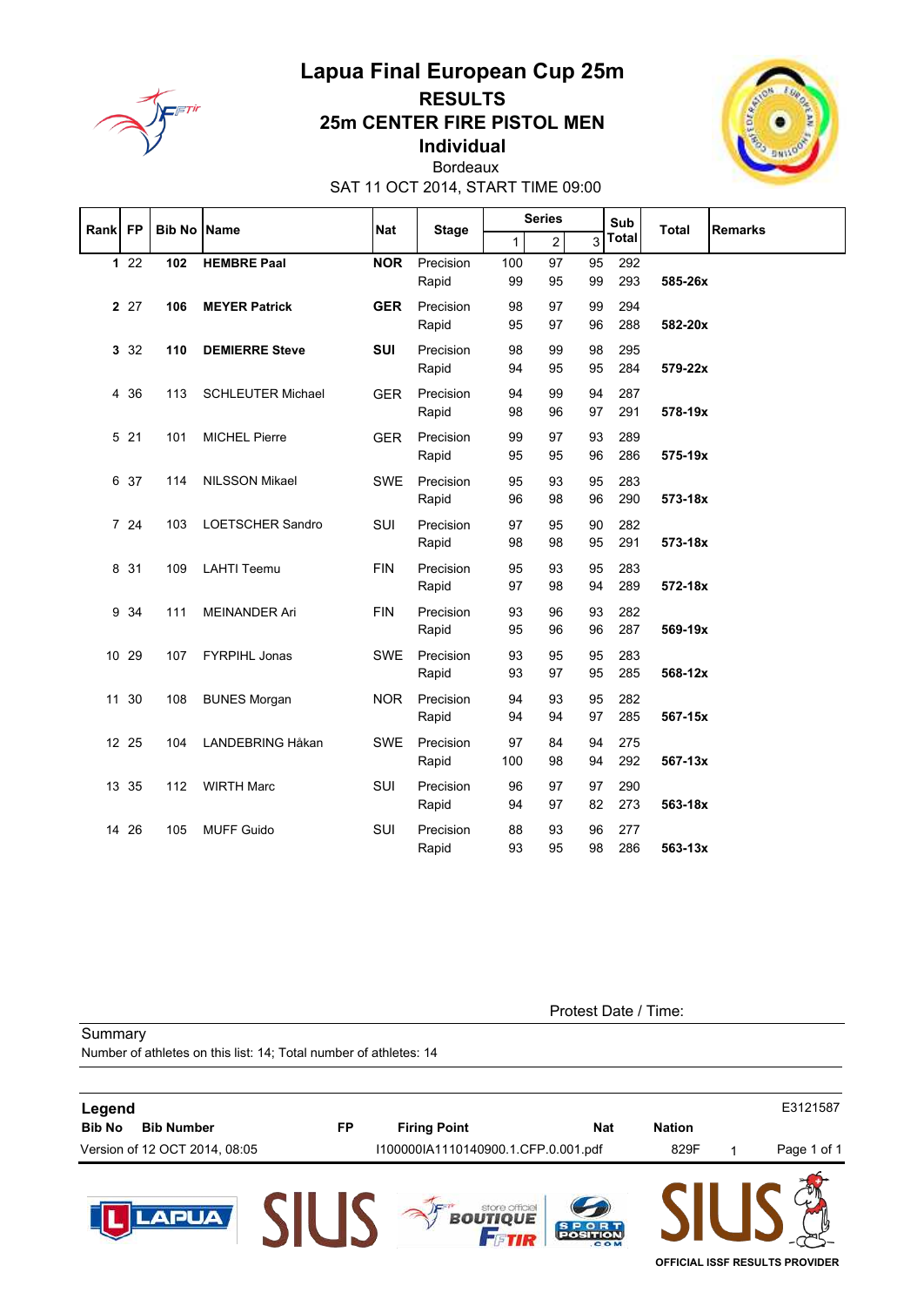# Lapua Final European Cup 25m

## RESULTS
## 25m CENTER FIRE PISTOL MEN
## Individual

Bordeaux

SAT 11 OCT 2014, START TIME 09:00

| Rank | FP | Bib No | Name | Nat | Stage | Series 1 | Series 2 | Series 3 | Sub Total | Total | Remarks |
|---|---|---|---|---|---|---|---|---|---|---|---|
| **1** | 22 | **102** | **HEMBRE Paal** | **NOR** | Precision | 100 | 97 | 95 | 292 | | |
| | | | | | Rapid | 99 | 95 | 99 | 293 | **585-26x** | |
| **2** | 27 | **106** | **MEYER Patrick** | **GER** | Precision | 98 | 97 | 99 | 294 | | |
| | | | | | Rapid | 95 | 97 | 96 | 288 | **582-20x** | |
| **3** | 32 | **110** | **DEMIERRE Steve** | **SUI** | Precision | 98 | 99 | 98 | 295 | | |
| | | | | | Rapid | 94 | 95 | 95 | 284 | **579-22x** | |
| 4 | 36 | 113 | SCHLEUTER Michael | GER | Precision | 94 | 99 | 94 | 287 | | |
| | | | | | Rapid | 98 | 96 | 97 | 291 | **578-19x** | |
| 5 | 21 | 101 | MICHEL Pierre | GER | Precision | 99 | 97 | 93 | 289 | | |
| | | | | | Rapid | 95 | 95 | 96 | 286 | **575-19x** | |
| 6 | 37 | 114 | NILSSON Mikael | SWE | Precision | 95 | 93 | 95 | 283 | | |
| | | | | | Rapid | 96 | 98 | 96 | 290 | **573-18x** | |
| 7 | 24 | 103 | LOETSCHER Sandro | SUI | Precision | 97 | 95 | 90 | 282 | | |
| | | | | | Rapid | 98 | 98 | 95 | 291 | **573-18x** | |
| 8 | 31 | 109 | LAHTI Teemu | FIN | Precision | 95 | 93 | 95 | 283 | | |
| | | | | | Rapid | 97 | 98 | 94 | 289 | **572-18x** | |
| 9 | 34 | 111 | MEINANDER Ari | FIN | Precision | 93 | 96 | 93 | 282 | | |
| | | | | | Rapid | 95 | 96 | 96 | 287 | **569-19x** | |
| 10 | 29 | 107 | FYRPIHL Jonas | SWE | Precision | 93 | 95 | 95 | 283 | | |
| | | | | | Rapid | 93 | 97 | 95 | 285 | **568-12x** | |
| 11 | 30 | 108 | BUNES Morgan | NOR | Precision | 94 | 93 | 95 | 282 | | |
| | | | | | Rapid | 94 | 94 | 97 | 285 | **567-15x** | |
| 12 | 25 | 104 | LANDEBRING Håkan | SWE | Precision | 97 | 84 | 94 | 275 | | |
| | | | | | Rapid | 100 | 98 | 94 | 292 | **567-13x** | |
| 13 | 35 | 112 | WIRTH Marc | SUI | Precision | 96 | 97 | 97 | 290 | | |
| | | | | | Rapid | 94 | 97 | 82 | 273 | **563-18x** | |
| 14 | 26 | 105 | MUFF Guido | SUI | Precision | 88 | 93 | 96 | 277 | | |
| | | | | | Rapid | 93 | 95 | 98 | 286 | **563-13x** | |

Protest Date / Time:

Summary

Number of athletes on this list: 14; Total number of athletes: 14

**Legend**

| Bib No | Bib Number | FP | Firing Point | Nat | Nation |
|---|---|---|---|---|---|

E3121587

Version of 12 OCT 2014, 08:05 I100000IA1110140900.1.CFP.0.001.pdf 829F 1

OFFICIAL ISSF RESULTS PROVIDER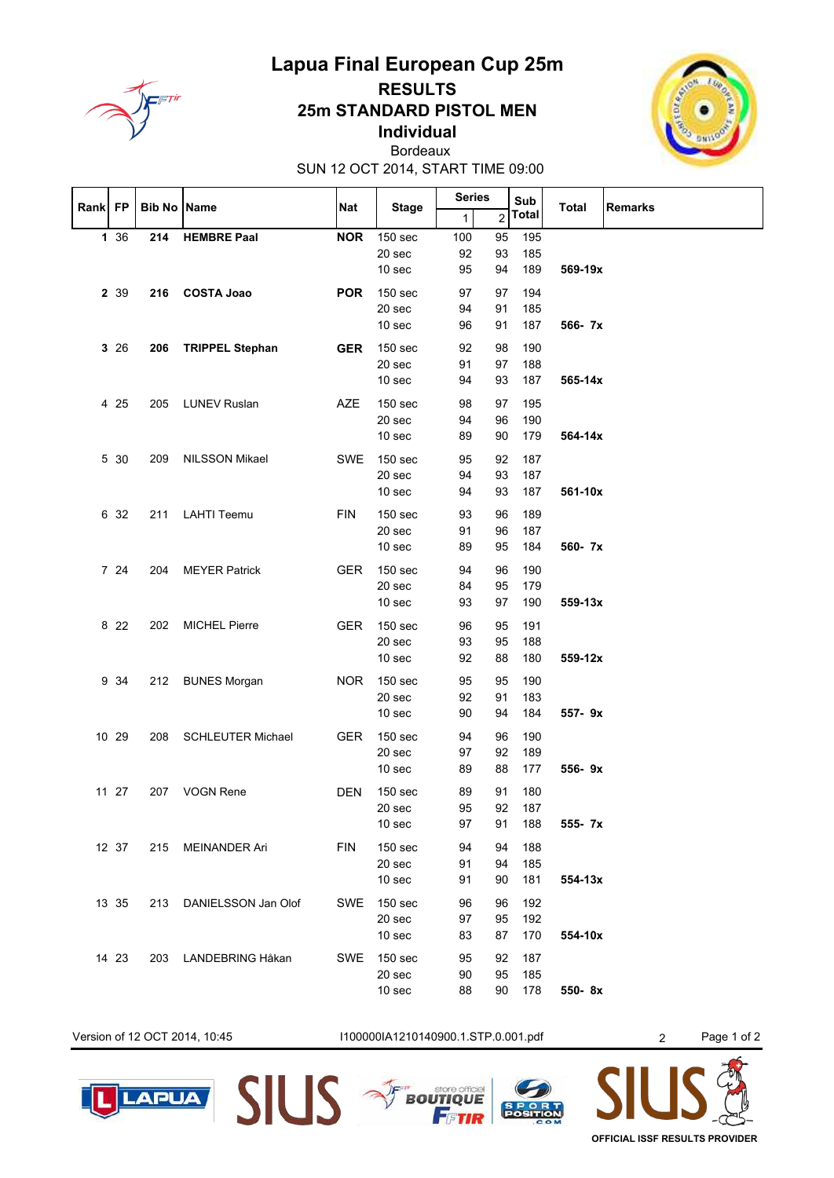# Lapua Final European Cup 25m

## RESULTS

## 25m STANDARD PISTOL MEN

### Individual

Bordeaux

SUN 12 OCT 2014, START TIME 09:00

| Rank | FP | Bib No | Name | Nat | Stage | Series 1 | Series 2 | Sub Total | Total | Remarks |
|---|---|---|---|---|---|---|---|---|---|---|
| **1** | 36 | **214** | **HEMBRE Paal** | **NOR** | 150 sec | 100 | 95 | 195 | | |
| | | | | | 20 sec | 92 | 93 | 185 | | |
| | | | | | 10 sec | 95 | 94 | 189 | **569-19x** | |
| **2** | 39 | **216** | **COSTA Joao** | **POR** | 150 sec | 97 | 97 | 194 | | |
| | | | | | 20 sec | 94 | 91 | 185 | | |
| | | | | | 10 sec | 96 | 91 | 187 | **566- 7x** | |
| **3** | 26 | **206** | **TRIPPEL Stephan** | **GER** | 150 sec | 92 | 98 | 190 | | |
| | | | | | 20 sec | 91 | 97 | 188 | | |
| | | | | | 10 sec | 94 | 93 | 187 | **565-14x** | |
| 4 | 25 | 205 | LUNEV Ruslan | AZE | 150 sec | 98 | 97 | 195 | | |
| | | | | | 20 sec | 94 | 96 | 190 | | |
| | | | | | 10 sec | 89 | 90 | 179 | **564-14x** | |
| 5 | 30 | 209 | NILSSON Mikael | SWE | 150 sec | 95 | 92 | 187 | | |
| | | | | | 20 sec | 94 | 93 | 187 | | |
| | | | | | 10 sec | 94 | 93 | 187 | **561-10x** | |
| 6 | 32 | 211 | LAHTI Teemu | FIN | 150 sec | 93 | 96 | 189 | | |
| | | | | | 20 sec | 91 | 96 | 187 | | |
| | | | | | 10 sec | 89 | 95 | 184 | **560- 7x** | |
| 7 | 24 | 204 | MEYER Patrick | GER | 150 sec | 94 | 96 | 190 | | |
| | | | | | 20 sec | 84 | 95 | 179 | | |
| | | | | | 10 sec | 93 | 97 | 190 | **559-13x** | |
| 8 | 22 | 202 | MICHEL Pierre | GER | 150 sec | 96 | 95 | 191 | | |
| | | | | | 20 sec | 93 | 95 | 188 | | |
| | | | | | 10 sec | 92 | 88 | 180 | **559-12x** | |
| 9 | 34 | 212 | BUNES Morgan | NOR | 150 sec | 95 | 95 | 190 | | |
| | | | | | 20 sec | 92 | 91 | 183 | | |
| | | | | | 10 sec | 90 | 94 | 184 | **557- 9x** | |
| 10 | 29 | 208 | SCHLEUTER Michael | GER | 150 sec | 94 | 96 | 190 | | |
| | | | | | 20 sec | 97 | 92 | 189 | | |
| | | | | | 10 sec | 89 | 88 | 177 | **556- 9x** | |
| 11 | 27 | 207 | VOGN Rene | DEN | 150 sec | 89 | 91 | 180 | | |
| | | | | | 20 sec | 95 | 92 | 187 | | |
| | | | | | 10 sec | 97 | 91 | 188 | **555- 7x** | |
| 12 | 37 | 215 | MEINANDER Ari | FIN | 150 sec | 94 | 94 | 188 | | |
| | | | | | 20 sec | 91 | 94 | 185 | | |
| | | | | | 10 sec | 91 | 90 | 181 | **554-13x** | |
| 13 | 35 | 213 | DANIELSSON Jan Olof | SWE | 150 sec | 96 | 96 | 192 | | |
| | | | | | 20 sec | 97 | 95 | 192 | | |
| | | | | | 10 sec | 83 | 87 | 170 | **554-10x** | |
| 14 | 23 | 203 | LANDEBRING Håkan | SWE | 150 sec | 95 | 92 | 187 | | |
| | | | | | 20 sec | 90 | 95 | 185 | | |
| | | | | | 10 sec | 88 | 90 | 178 | **550- 8x** | |

Version of 12 OCT 2014, 10:45 I100000IA1210140900.1.STP.0.001.pdf

OFFICIAL ISSF RESULTS PROVIDER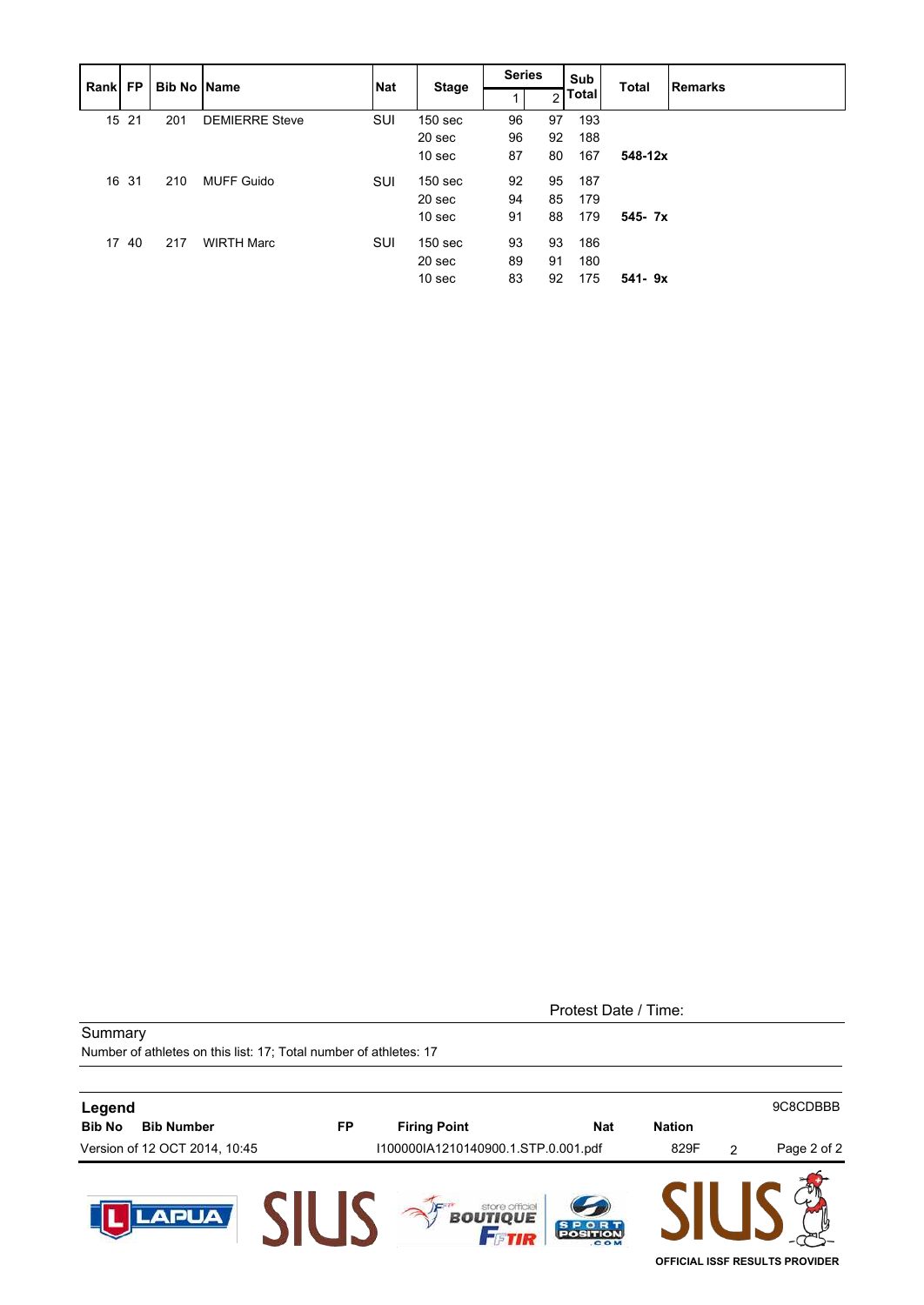| Rank | FP | Bib No | Name | Nat | Stage | Series | | Sub Total | Total | Remarks |
|---|---|---|---|---|---|---|---|---|---|---|
| | | | | | | 1 | 2 | | | |
| 15 | 21 | 201 | DEMIERRE Steve | SUI | 150 sec | 96 | 97 | 193 | | |
| | | | | | 20 sec | 96 | 92 | 188 | | |
| | | | | | 10 sec | 87 | 80 | 167 | **548-12x** | |
| 16 | 31 | 210 | MUFF Guido | SUI | 150 sec | 92 | 95 | 187 | | |
| | | | | | 20 sec | 94 | 85 | 179 | | |
| | | | | | 10 sec | 91 | 88 | 179 | **545- 7x** | |
| 17 | 40 | 217 | WIRTH Marc | SUI | 150 sec | 93 | 93 | 186 | | |
| | | | | | 20 sec | 89 | 91 | 180 | | |
| | | | | | 10 sec | 83 | 92 | 175 | **541- 9x** | |

Protest Date / Time:

Summary

Number of athletes on this list: 17; Total number of athletes: 17

**Legend**

9C8CDBBB

| **Bib No** | **Bib Number** | **FP** | **Firing Point** | **Nat** | **Nation** |
|---|---|---|---|---|---|

Version of 12 OCT 2014, 10:45 I100000IA1210140900.1.STP.0.001.pdf 829F 2

OFFICIAL ISSF RESULTS PROVIDER